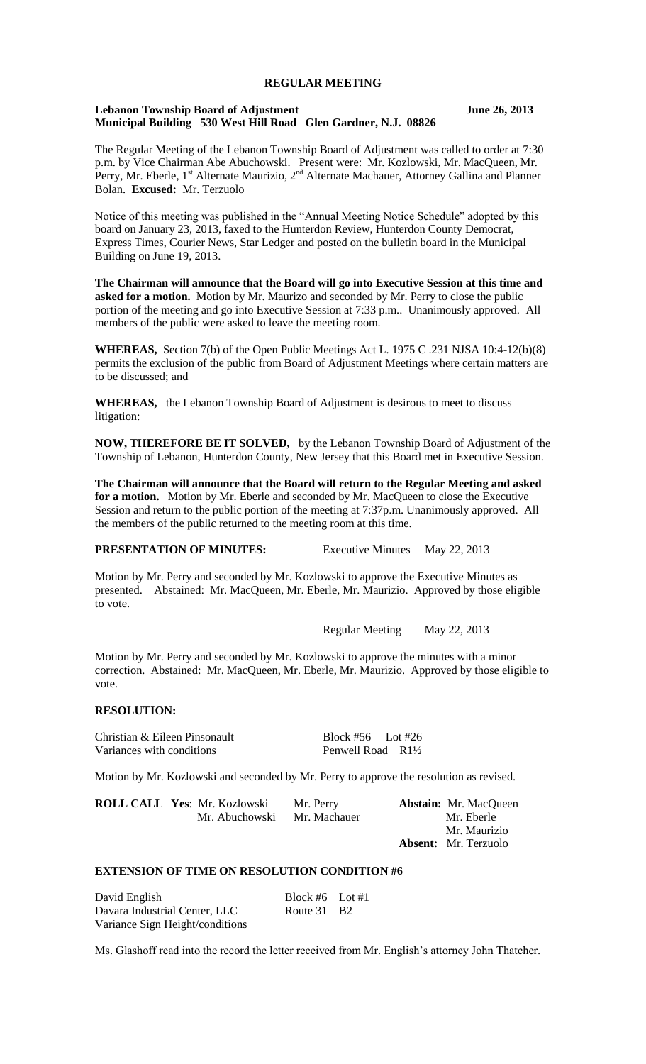# REGULAR MEETING

**Lebanon Township Board of Adjustment** **June 26, 2013**
**Municipal Building 530 West Hill Road Glen Gardner, N.J. 08826**

The Regular Meeting of the Lebanon Township Board of Adjustment was called to order at 7:30 p.m. by Vice Chairman Abe Abuchowski. Present were: Mr. Kozlowski, Mr. MacQueen, Mr. Perry, Mr. Eberle, 1st Alternate Maurizio, 2nd Alternate Machauer, Attorney Gallina and Planner Bolan. **Excused:** Mr. Terzuolo

Notice of this meeting was published in the "Annual Meeting Notice Schedule" adopted by this board on January 23, 2013, faxed to the Hunterdon Review, Hunterdon County Democrat, Express Times, Courier News, Star Ledger and posted on the bulletin board in the Municipal Building on June 19, 2013.

**The Chairman will announce that the Board will go into Executive Session at this time and asked for a motion.** Motion by Mr. Maurizo and seconded by Mr. Perry to close the public portion of the meeting and go into Executive Session at 7:33 p.m.. Unanimously approved. All members of the public were asked to leave the meeting room.

**WHEREAS,** Section 7(b) of the Open Public Meetings Act L. 1975 C .231 NJSA 10:4-12(b)(8) permits the exclusion of the public from Board of Adjustment Meetings where certain matters are to be discussed; and

**WHEREAS,** the Lebanon Township Board of Adjustment is desirous to meet to discuss litigation:

**NOW, THEREFORE BE IT SOLVED,** by the Lebanon Township Board of Adjustment of the Township of Lebanon, Hunterdon County, New Jersey that this Board met in Executive Session.

**The Chairman will announce that the Board will return to the Regular Meeting and asked for a motion.** Motion by Mr. Eberle and seconded by Mr. MacQueen to close the Executive Session and return to the public portion of the meeting at 7:37p.m. Unanimously approved. All the members of the public returned to the meeting room at this time.

**PRESENTATION OF MINUTES:** Executive Minutes May 22, 2013

Motion by Mr. Perry and seconded by Mr. Kozlowski to approve the Executive Minutes as presented. Abstained: Mr. MacQueen, Mr. Eberle, Mr. Maurizio. Approved by those eligible to vote.

Regular Meeting May 22, 2013

Motion by Mr. Perry and seconded by Mr. Kozlowski to approve the minutes with a minor correction. Abstained: Mr. MacQueen, Mr. Eberle, Mr. Maurizio. Approved by those eligible to vote.

**RESOLUTION:**

Christian & Eileen Pinsonault — Block #56 Lot #26
Variances with conditions — Penwell Road R1½

Motion by Mr. Kozlowski and seconded by Mr. Perry to approve the resolution as revised.

**ROLL CALL Yes**: Mr. Kozlowski, Mr. Perry, Mr. Abuchowski, Mr. Machauer
**Abstain:** Mr. MacQueen, Mr. Eberle, Mr. Maurizio
**Absent:** Mr. Terzuolo

**EXTENSION OF TIME ON RESOLUTION CONDITION #6**

David English — Block #6 Lot #1
Davara Industrial Center, LLC — Route 31 B2
Variance Sign Height/conditions

Ms. Glashoff read into the record the letter received from Mr. English's attorney John Thatcher.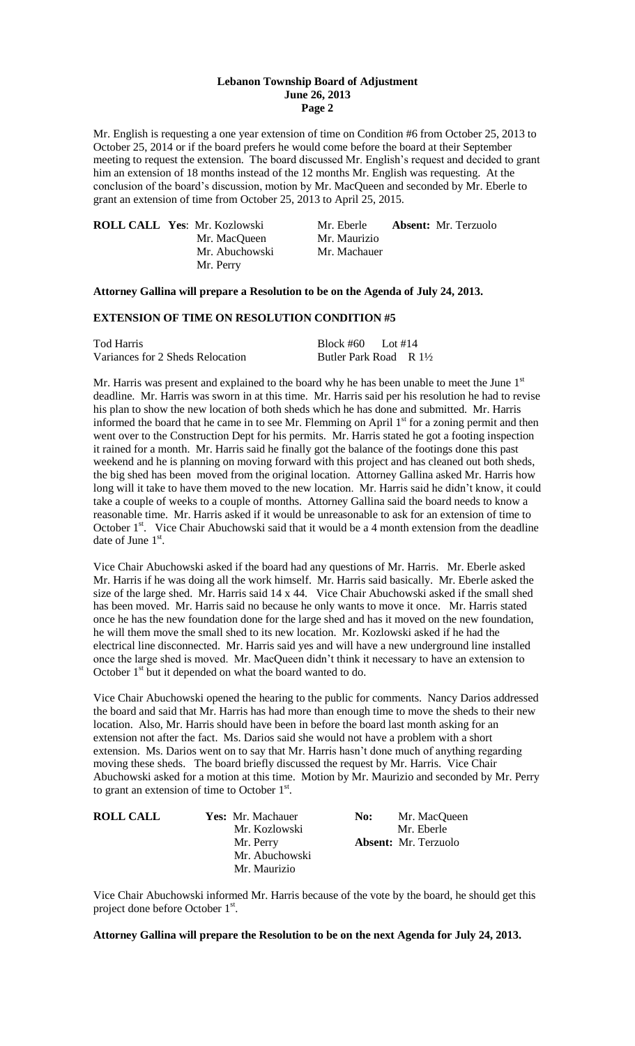Mr. English is requesting a one year extension of time on Condition #6 from October 25, 2013 to October 25, 2014 or if the board prefers he would come before the board at their September meeting to request the extension. The board discussed Mr. English's request and decided to grant him an extension of 18 months instead of the 12 months Mr. English was requesting. At the conclusion of the board's discussion, motion by Mr. MacQueen and seconded by Mr. Eberle to grant an extension of time from October 25, 2013 to April 25, 2015.

**ROLL CALL Yes**: Mr. Kozlowski, Mr. MacQueen, Mr. Abuchowski, Mr. Perry, Mr. Eberle, Mr. Maurizio, Mr. Machauer
**Absent:** Mr. Terzuolo

**Attorney Gallina will prepare a Resolution to be on the Agenda of July 24, 2013.**

## EXTENSION OF TIME ON RESOLUTION CONDITION #5

Tod Harris — Block #60 Lot #14
Variances for 2 Sheds Relocation — Butler Park Road R 1½

Mr. Harris was present and explained to the board why he has been unable to meet the June 1st deadline. Mr. Harris was sworn in at this time. Mr. Harris said per his resolution he had to revise his plan to show the new location of both sheds which he has done and submitted. Mr. Harris informed the board that he came in to see Mr. Flemming on April 1st for a zoning permit and then went over to the Construction Dept for his permits. Mr. Harris stated he got a footing inspection it rained for a month. Mr. Harris said he finally got the balance of the footings done this past weekend and he is planning on moving forward with this project and has cleaned out both sheds, the big shed has been moved from the original location. Attorney Gallina asked Mr. Harris how long will it take to have them moved to the new location. Mr. Harris said he didn't know, it could take a couple of weeks to a couple of months. Attorney Gallina said the board needs to know a reasonable time. Mr. Harris asked if it would be unreasonable to ask for an extension of time to October 1st. Vice Chair Abuchowski said that it would be a 4 month extension from the deadline date of June 1st.

Vice Chair Abuchowski asked if the board had any questions of Mr. Harris. Mr. Eberle asked Mr. Harris if he was doing all the work himself. Mr. Harris said basically. Mr. Eberle asked the size of the large shed. Mr. Harris said 14 x 44. Vice Chair Abuchowski asked if the small shed has been moved. Mr. Harris said no because he only wants to move it once. Mr. Harris stated once he has the new foundation done for the large shed and has it moved on the new foundation, he will them move the small shed to its new location. Mr. Kozlowski asked if he had the electrical line disconnected. Mr. Harris said yes and will have a new underground line installed once the large shed is moved. Mr. MacQueen didn't think it necessary to have an extension to October 1st but it depended on what the board wanted to do.

Vice Chair Abuchowski opened the hearing to the public for comments. Nancy Darios addressed the board and said that Mr. Harris has had more than enough time to move the sheds to their new location. Also, Mr. Harris should have been in before the board last month asking for an extension not after the fact. Ms. Darios said she would not have a problem with a short extension. Ms. Darios went on to say that Mr. Harris hasn't done much of anything regarding moving these sheds. The board briefly discussed the request by Mr. Harris. Vice Chair Abuchowski asked for a motion at this time. Motion by Mr. Maurizio and seconded by Mr. Perry to grant an extension of time to October 1st.

**ROLL CALL Yes:** Mr. Machauer, Mr. Kozlowski, Mr. Perry, Mr. Abuchowski, Mr. Maurizio
**No:** Mr. MacQueen, Mr. Eberle
**Absent:** Mr. Terzuolo

Vice Chair Abuchowski informed Mr. Harris because of the vote by the board, he should get this project done before October 1st.

**Attorney Gallina will prepare the Resolution to be on the next Agenda for July 24, 2013.**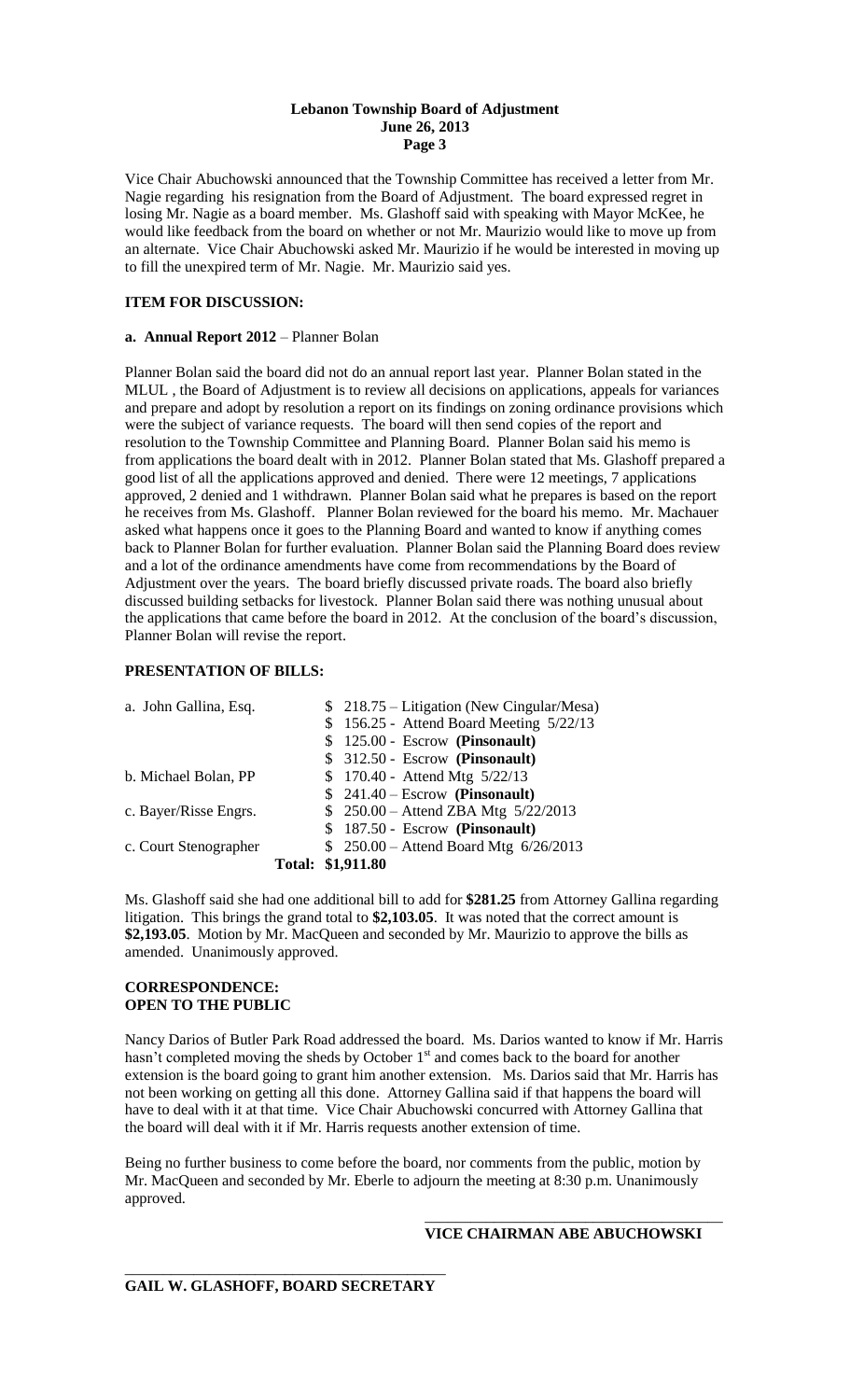Vice Chair Abuchowski announced that the Township Committee has received a letter from Mr. Nagie regarding his resignation from the Board of Adjustment. The board expressed regret in losing Mr. Nagie as a board member. Ms. Glashoff said with speaking with Mayor McKee, he would like feedback from the board on whether or not Mr. Maurizio would like to move up from an alternate. Vice Chair Abuchowski asked Mr. Maurizio if he would be interested in moving up to fill the unexpired term of Mr. Nagie. Mr. Maurizio said yes.

**ITEM FOR DISCUSSION:**

**a. Annual Report 2012** – Planner Bolan

Planner Bolan said the board did not do an annual report last year. Planner Bolan stated in the MLUL , the Board of Adjustment is to review all decisions on applications, appeals for variances and prepare and adopt by resolution a report on its findings on zoning ordinance provisions which were the subject of variance requests. The board will then send copies of the report and resolution to the Township Committee and Planning Board. Planner Bolan said his memo is from applications the board dealt with in 2012. Planner Bolan stated that Ms. Glashoff prepared a good list of all the applications approved and denied. There were 12 meetings, 7 applications approved, 2 denied and 1 withdrawn. Planner Bolan said what he prepares is based on the report he receives from Ms. Glashoff. Planner Bolan reviewed for the board his memo. Mr. Machauer asked what happens once it goes to the Planning Board and wanted to know if anything comes back to Planner Bolan for further evaluation. Planner Bolan said the Planning Board does review and a lot of the ordinance amendments have come from recommendations by the Board of Adjustment over the years. The board briefly discussed private roads. The board also briefly discussed building setbacks for livestock. Planner Bolan said there was nothing unusual about the applications that came before the board in 2012. At the conclusion of the board's discussion, Planner Bolan will revise the report.

**PRESENTATION OF BILLS:**

| | |
|---|---|
| a. John Gallina, Esq. | $ 218.75 – Litigation (New Cingular/Mesa) |
| | $ 156.25 - Attend Board Meeting 5/22/13 |
| | $ 125.00 - Escrow **(Pinsonault)** |
| | $ 312.50 - Escrow **(Pinsonault)** |
| b. Michael Bolan, PP | $ 170.40 - Attend Mtg 5/22/13 |
| | $ 241.40 – Escrow **(Pinsonault)** |
| c. Bayer/Risse Engrs. | $ 250.00 – Attend ZBA Mtg 5/22/2013 |
| | $ 187.50 - Escrow **(Pinsonault)** |
| c. Court Stenographer | $ 250.00 – Attend Board Mtg 6/26/2013 |
| **Total:** | **$1,911.80** |

Ms. Glashoff said she had one additional bill to add for **$281.25** from Attorney Gallina regarding litigation. This brings the grand total to **$2,103.05**. It was noted that the correct amount is **$2,193.05**. Motion by Mr. MacQueen and seconded by Mr. Maurizio to approve the bills as amended. Unanimously approved.

**CORRESPONDENCE:**
**OPEN TO THE PUBLIC**

Nancy Darios of Butler Park Road addressed the board. Ms. Darios wanted to know if Mr. Harris hasn't completed moving the sheds by October 1st and comes back to the board for another extension is the board going to grant him another extension. Ms. Darios said that Mr. Harris has not been working on getting all this done. Attorney Gallina said if that happens the board will have to deal with it at that time. Vice Chair Abuchowski concurred with Attorney Gallina that the board will deal with it if Mr. Harris requests another extension of time.

Being no further business to come before the board, nor comments from the public, motion by Mr. MacQueen and seconded by Mr. Eberle to adjourn the meeting at 8:30 p.m. Unanimously approved.

\_\_\_\_\_\_\_\_\_\_\_\_\_\_\_\_\_\_\_\_\_\_\_\_\_\_\_\_\_\_\_\_\_\_\_\_\_\_
**VICE CHAIRMAN ABE ABUCHOWSKI**

\_\_\_\_\_\_\_\_\_\_\_\_\_\_\_\_\_\_\_\_\_\_\_\_\_\_\_\_\_\_\_\_\_\_\_\_\_\_
**GAIL W. GLASHOFF, BOARD SECRETARY**